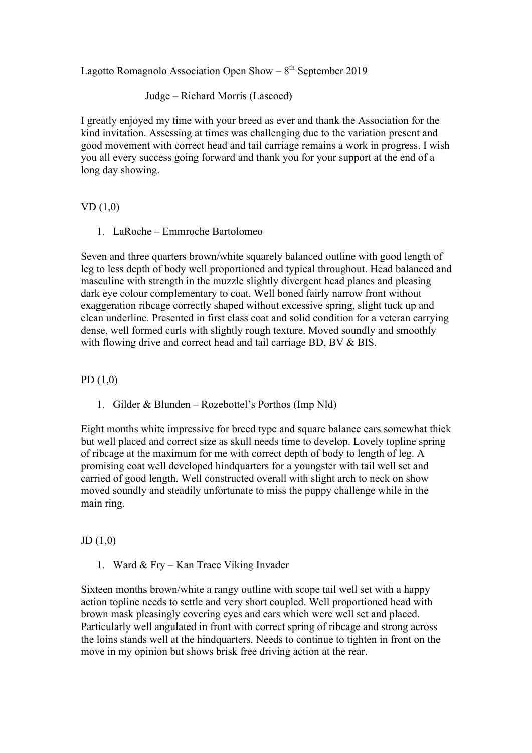Lagotto Romagnolo Association Open Show – 8th September 2019

Judge – Richard Morris (Lascoed)

I greatly enjoyed my time with your breed as ever and thank the Association for the kind invitation. Assessing at times was challenging due to the variation present and good movement with correct head and tail carriage remains a work in progress. I wish you all every success going forward and thank you for your support at the end of a long day showing.

VD (1,0)

1. LaRoche – Emmroche Bartolomeo

Seven and three quarters brown/white squarely balanced outline with good length of leg to less depth of body well proportioned and typical throughout. Head balanced and masculine with strength in the muzzle slightly divergent head planes and pleasing dark eye colour complementary to coat. Well boned fairly narrow front without exaggeration ribcage correctly shaped without excessive spring, slight tuck up and clean underline. Presented in first class coat and solid condition for a veteran carrying dense, well formed curls with slightly rough texture. Moved soundly and smoothly with flowing drive and correct head and tail carriage BD, BV & BIS.

PD (1,0)

1. Gilder & Blunden – Rozebottel's Porthos (Imp Nld)

Eight months white impressive for breed type and square balance ears somewhat thick but well placed and correct size as skull needs time to develop. Lovely topline spring of ribcage at the maximum for me with correct depth of body to length of leg. A promising coat well developed hindquarters for a youngster with tail well set and carried of good length. Well constructed overall with slight arch to neck on show moved soundly and steadily unfortunate to miss the puppy challenge while in the main ring.

JD (1,0)

1. Ward & Fry – Kan Trace Viking Invader

Sixteen months brown/white a rangy outline with scope tail well set with a happy action topline needs to settle and very short coupled. Well proportioned head with brown mask pleasingly covering eyes and ears which were well set and placed. Particularly well angulated in front with correct spring of ribcage and strong across the loins stands well at the hindquarters. Needs to continue to tighten in front on the move in my opinion but shows brisk free driving action at the rear.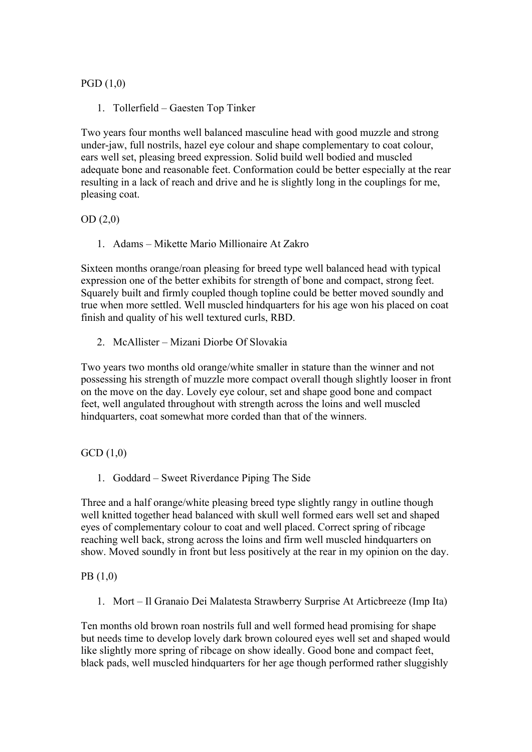PGD (1,0)

1. Tollerfield – Gaesten Top Tinker

Two years four months well balanced masculine head with good muzzle and strong under-jaw, full nostrils, hazel eye colour and shape complementary to coat colour, ears well set, pleasing breed expression. Solid build well bodied and muscled adequate bone and reasonable feet. Conformation could be better especially at the rear resulting in a lack of reach and drive and he is slightly long in the couplings for me, pleasing coat.

OD (2,0)

1. Adams – Mikette Mario Millionaire At Zakro

Sixteen months orange/roan pleasing for breed type well balanced head with typical expression one of the better exhibits for strength of bone and compact, strong feet. Squarely built and firmly coupled though topline could be better moved soundly and true when more settled. Well muscled hindquarters for his age won his placed on coat finish and quality of his well textured curls, RBD.

2. McAllister – Mizani Diorbe Of Slovakia

Two years two months old orange/white smaller in stature than the winner and not possessing his strength of muzzle more compact overall though slightly looser in front on the move on the day. Lovely eye colour, set and shape good bone and compact feet, well angulated throughout with strength across the loins and well muscled hindquarters, coat somewhat more corded than that of the winners.

GCD (1,0)

1. Goddard – Sweet Riverdance Piping The Side

Three and a half orange/white pleasing breed type slightly rangy in outline though well knitted together head balanced with skull well formed ears well set and shaped eyes of complementary colour to coat and well placed. Correct spring of ribcage reaching well back, strong across the loins and firm well muscled hindquarters on show. Moved soundly in front but less positively at the rear in my opinion on the day.

PB (1,0)

1. Mort – Il Granaio Dei Malatesta Strawberry Surprise At Articbreeze (Imp Ita)

Ten months old brown roan nostrils full and well formed head promising for shape but needs time to develop lovely dark brown coloured eyes well set and shaped would like slightly more spring of ribcage on show ideally. Good bone and compact feet, black pads, well muscled hindquarters for her age though performed rather sluggishly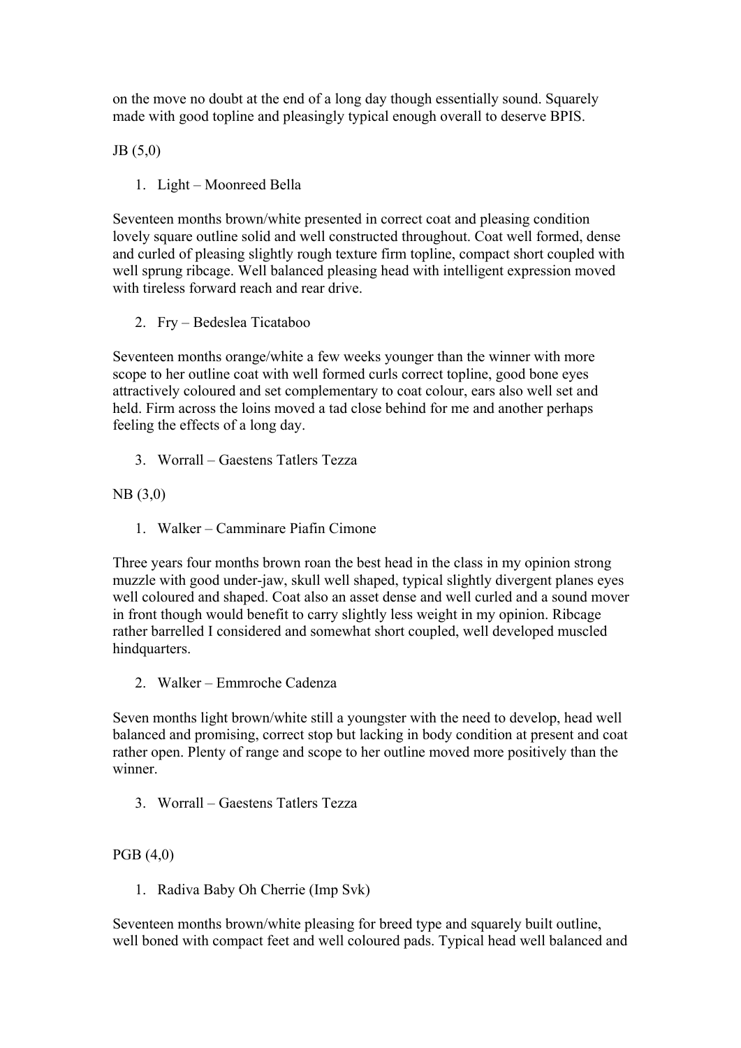on the move no doubt at the end of a long day though essentially sound. Squarely made with good topline and pleasingly typical enough overall to deserve BPIS.

JB (5,0)

1. Light – Moonreed Bella

Seventeen months brown/white presented in correct coat and pleasing condition lovely square outline solid and well constructed throughout. Coat well formed, dense and curled of pleasing slightly rough texture firm topline, compact short coupled with well sprung ribcage. Well balanced pleasing head with intelligent expression moved with tireless forward reach and rear drive.

2. Fry – Bedeslea Ticataboo

Seventeen months orange/white a few weeks younger than the winner with more scope to her outline coat with well formed curls correct topline, good bone eyes attractively coloured and set complementary to coat colour, ears also well set and held. Firm across the loins moved a tad close behind for me and another perhaps feeling the effects of a long day.

3. Worrall – Gaestens Tatlers Tezza

NB (3,0)

1. Walker – Camminare Piafin Cimone

Three years four months brown roan the best head in the class in my opinion strong muzzle with good under-jaw, skull well shaped, typical slightly divergent planes eyes well coloured and shaped. Coat also an asset dense and well curled and a sound mover in front though would benefit to carry slightly less weight in my opinion. Ribcage rather barrelled I considered and somewhat short coupled, well developed muscled hindquarters.

2. Walker – Emmroche Cadenza

Seven months light brown/white still a youngster with the need to develop, head well balanced and promising, correct stop but lacking in body condition at present and coat rather open. Plenty of range and scope to her outline moved more positively than the winner.

3. Worrall – Gaestens Tatlers Tezza

PGB (4,0)

1. Radiva Baby Oh Cherrie (Imp Svk)

Seventeen months brown/white pleasing for breed type and squarely built outline, well boned with compact feet and well coloured pads. Typical head well balanced and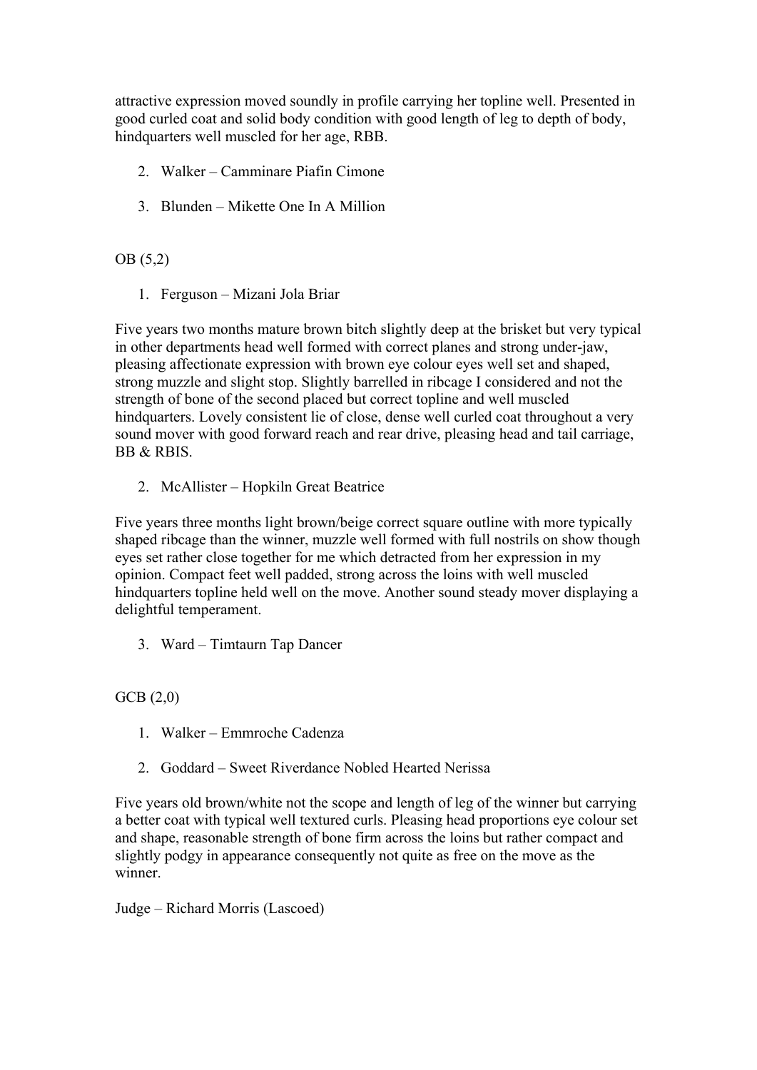attractive expression moved soundly in profile carrying her topline well. Presented in good curled coat and solid body condition with good length of leg to depth of body, hindquarters well muscled for her age, RBB.

2. Walker – Camminare Piafin Cimone
3. Blunden – Mikette One In A Million

OB (5,2)

1. Ferguson – Mizani Jola Briar

Five years two months mature brown bitch slightly deep at the brisket but very typical in other departments head well formed with correct planes and strong under-jaw, pleasing affectionate expression with brown eye colour eyes well set and shaped, strong muzzle and slight stop. Slightly barrelled in ribcage I considered and not the strength of bone of the second placed but correct topline and well muscled hindquarters. Lovely consistent lie of close, dense well curled coat throughout a very sound mover with good forward reach and rear drive, pleasing head and tail carriage, BB & RBIS.

2. McAllister – Hopkiln Great Beatrice

Five years three months light brown/beige correct square outline with more typically shaped ribcage than the winner, muzzle well formed with full nostrils on show though eyes set rather close together for me which detracted from her expression in my opinion. Compact feet well padded, strong across the loins with well muscled hindquarters topline held well on the move. Another sound steady mover displaying a delightful temperament.

3. Ward – Timtaurn Tap Dancer

GCB (2,0)

1. Walker – Emmroche Cadenza
2. Goddard – Sweet Riverdance Nobled Hearted Nerissa

Five years old brown/white not the scope and length of leg of the winner but carrying a better coat with typical well textured curls. Pleasing head proportions eye colour set and shape, reasonable strength of bone firm across the loins but rather compact and slightly podgy in appearance consequently not quite as free on the move as the winner.

Judge – Richard Morris (Lascoed)